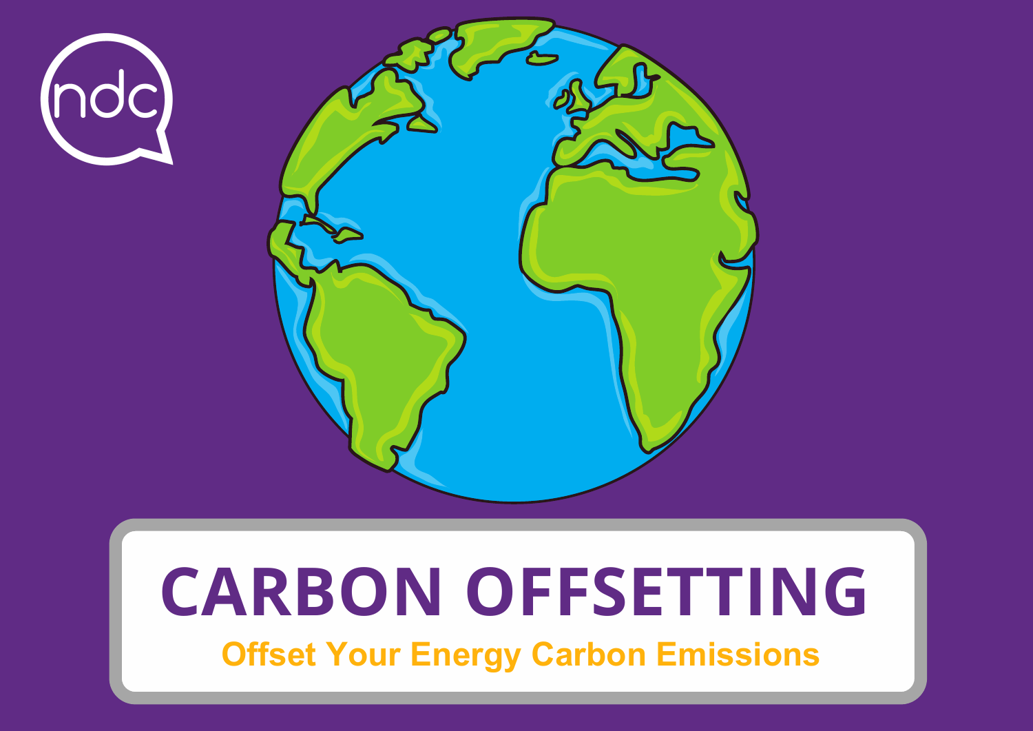# CARBON OFFSETTING

**Offset Your Energy Carbon Emissions**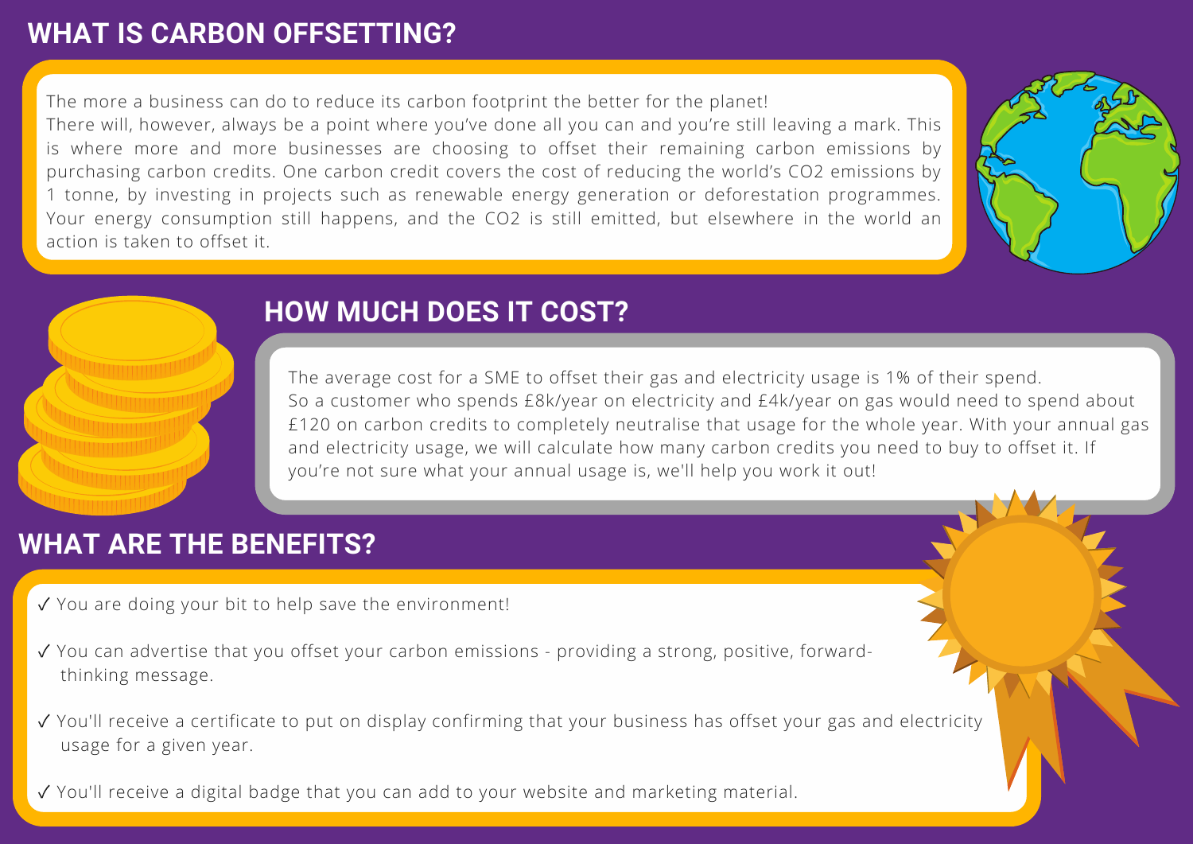## WHAT IS CARBON OFFSETTING?

The more a business can do to reduce its carbon footprint the better for the planet!
There will, however, always be a point where you've done all you can and you're still leaving a mark. This is where more and more businesses are choosing to offset their remaining carbon emissions by purchasing carbon credits. One carbon credit covers the cost of reducing the world's $CO_2$ emissions by 1 tonne, by investing in projects such as renewable energy generation or deforestation programmes. Your energy consumption still happens, and the $CO_2$ is still emitted, but elsewhere in the world an action is taken to offset it.

## HOW MUCH DOES IT COST?

The average cost for a SME to offset their gas and electricity usage is 1% of their spend.
So a customer who spends £8k/year on electricity and £4k/year on gas would need to spend about £120 on carbon credits to completely neutralise that usage for the whole year. With your annual gas and electricity usage, we will calculate how many carbon credits you need to buy to offset it. If you're not sure what your annual usage is, we'll help you work it out!

## WHAT ARE THE BENEFITS?

✓ You are doing your bit to help save the environment!

✓ You can advertise that you offset your carbon emissions - providing a strong, positive, forward-thinking message.

✓ You'll receive a certificate to put on display confirming that your business has offset your gas and electricity usage for a given year.

✓ You'll receive a digital badge that you can add to your website and marketing material.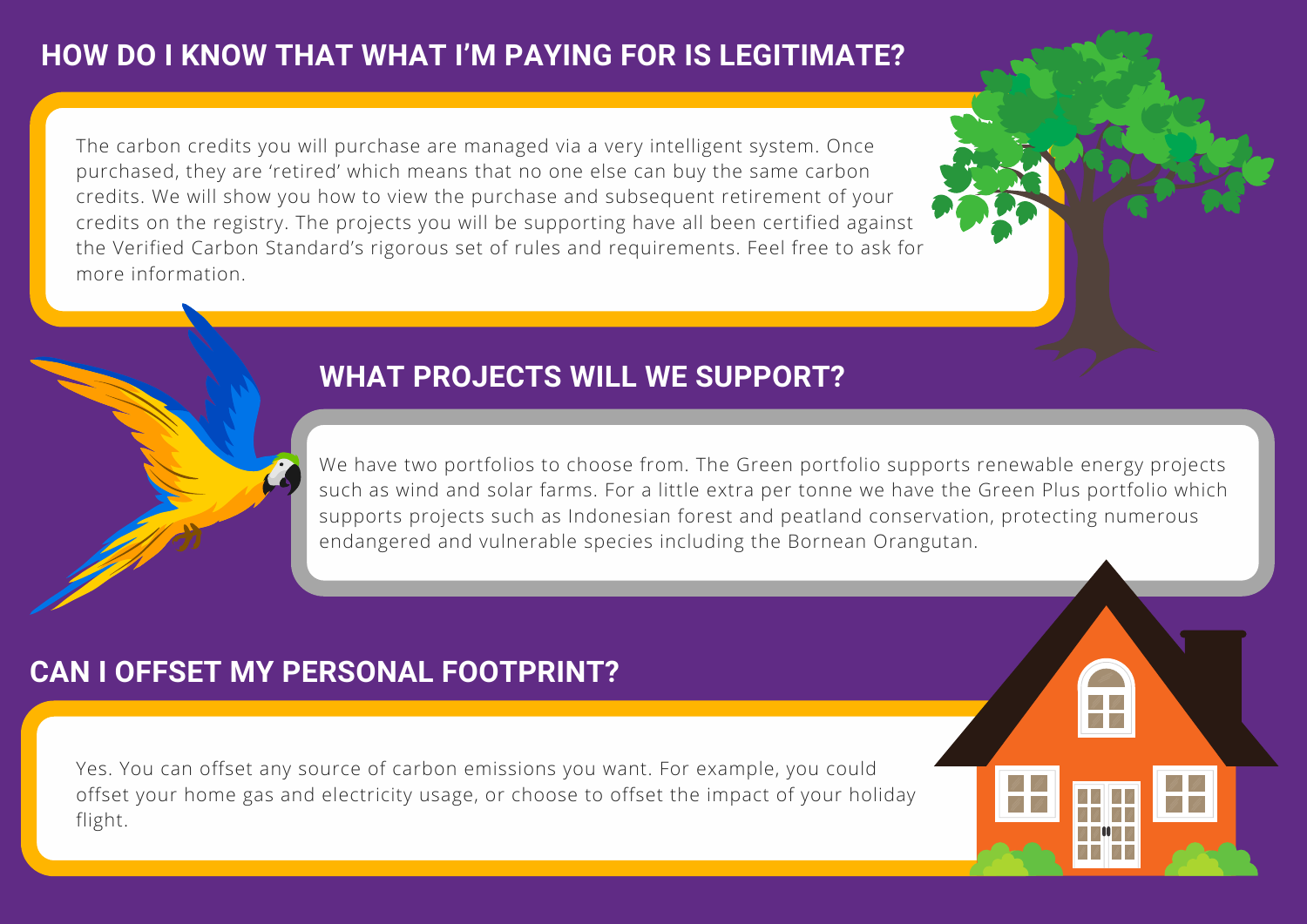## HOW DO I KNOW THAT WHAT I'M PAYING FOR IS LEGITIMATE?

The carbon credits you will purchase are managed via a very intelligent system. Once purchased, they are 'retired' which means that no one else can buy the same carbon credits. We will show you how to view the purchase and subsequent retirement of your credits on the registry. The projects you will be supporting have all been certified against the Verified Carbon Standard's rigorous set of rules and requirements. Feel free to ask for more information.

## WHAT PROJECTS WILL WE SUPPORT?

We have two portfolios to choose from. The Green portfolio supports renewable energy projects such as wind and solar farms. For a little extra per tonne we have the Green Plus portfolio which supports projects such as Indonesian forest and peatland conservation, protecting numerous endangered and vulnerable species including the Bornean Orangutan.

## CAN I OFFSET MY PERSONAL FOOTPRINT?

Yes. You can offset any source of carbon emissions you want. For example, you could offset your home gas and electricity usage, or choose to offset the impact of your holiday flight.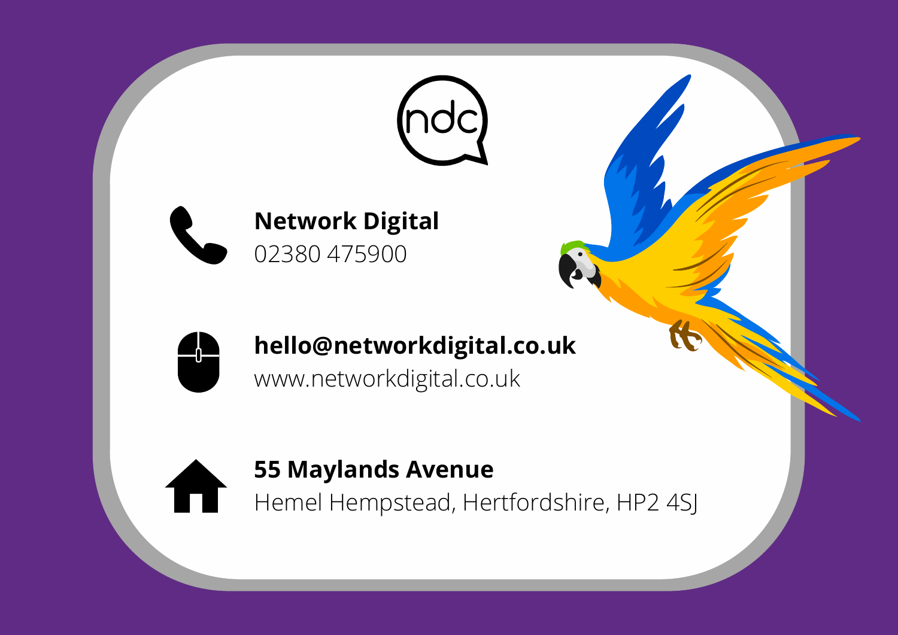ndc

**Network Digital**
02380 475900

**hello@networkdigital.co.uk**
www.networkdigital.co.uk

**55 Maylands Avenue**
Hemel Hempstead, Hertfordshire, HP2 4SJ